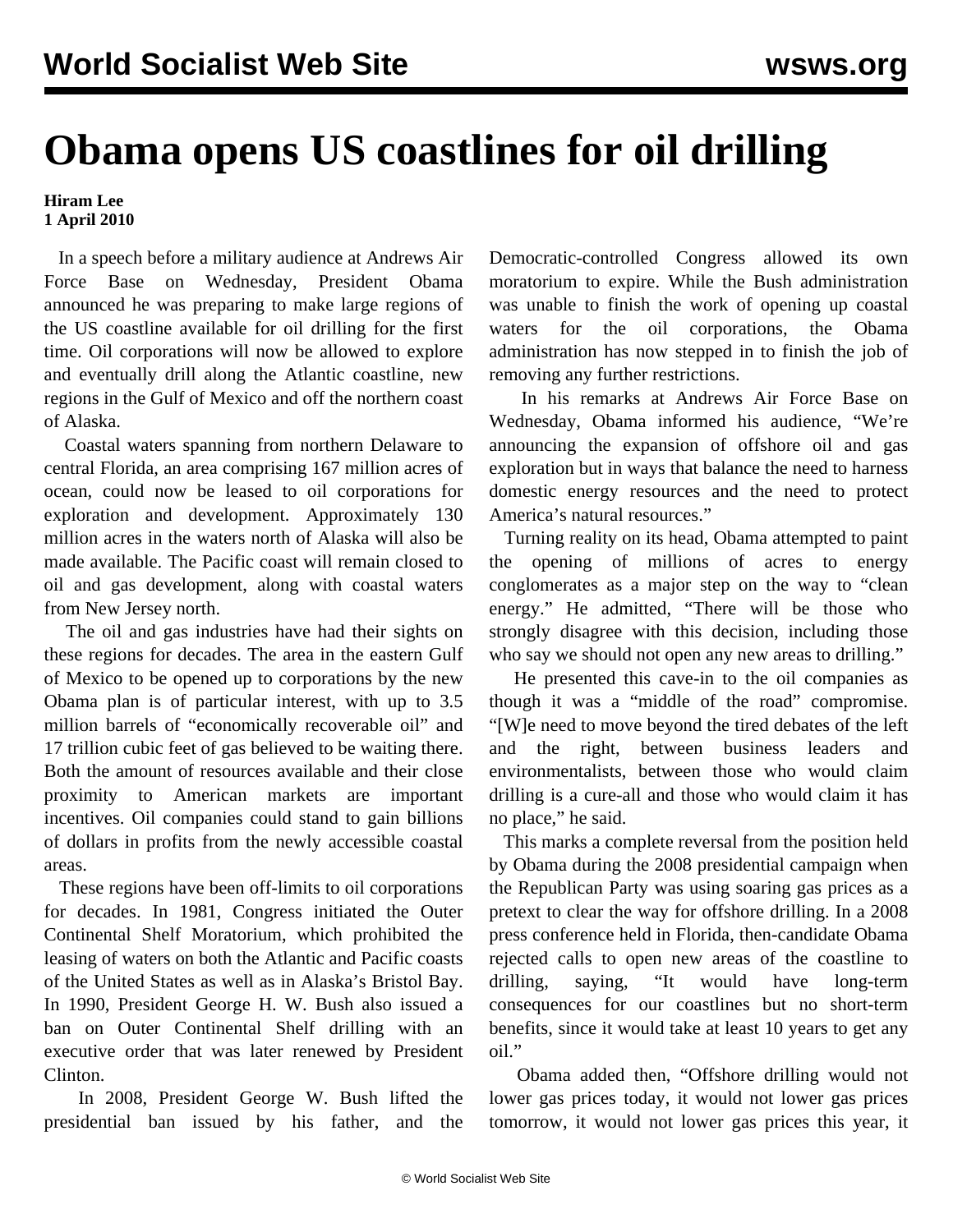# Obama opens US coastlines for oil drilling

**Hiram Lee**
**1 April 2010**

In a speech before a military audience at Andrews Air Force Base on Wednesday, President Obama announced he was preparing to make large regions of the US coastline available for oil drilling for the first time. Oil corporations will now be allowed to explore and eventually drill along the Atlantic coastline, new regions in the Gulf of Mexico and off the northern coast of Alaska.

Coastal waters spanning from northern Delaware to central Florida, an area comprising 167 million acres of ocean, could now be leased to oil corporations for exploration and development. Approximately 130 million acres in the waters north of Alaska will also be made available. The Pacific coast will remain closed to oil and gas development, along with coastal waters from New Jersey north.

The oil and gas industries have had their sights on these regions for decades. The area in the eastern Gulf of Mexico to be opened up to corporations by the new Obama plan is of particular interest, with up to 3.5 million barrels of "economically recoverable oil" and 17 trillion cubic feet of gas believed to be waiting there. Both the amount of resources available and their close proximity to American markets are important incentives. Oil companies could stand to gain billions of dollars in profits from the newly accessible coastal areas.

These regions have been off-limits to oil corporations for decades. In 1981, Congress initiated the Outer Continental Shelf Moratorium, which prohibited the leasing of waters on both the Atlantic and Pacific coasts of the United States as well as in Alaska's Bristol Bay. In 1990, President George H. W. Bush also issued a ban on Outer Continental Shelf drilling with an executive order that was later renewed by President Clinton.

In 2008, President George W. Bush lifted the presidential ban issued by his father, and the Democratic-controlled Congress allowed its own moratorium to expire. While the Bush administration was unable to finish the work of opening up coastal waters for the oil corporations, the Obama administration has now stepped in to finish the job of removing any further restrictions.

In his remarks at Andrews Air Force Base on Wednesday, Obama informed his audience, "We're announcing the expansion of offshore oil and gas exploration but in ways that balance the need to harness domestic energy resources and the need to protect America's natural resources."

Turning reality on its head, Obama attempted to paint the opening of millions of acres to energy conglomerates as a major step on the way to "clean energy." He admitted, "There will be those who strongly disagree with this decision, including those who say we should not open any new areas to drilling."

He presented this cave-in to the oil companies as though it was a "middle of the road" compromise. "[W]e need to move beyond the tired debates of the left and the right, between business leaders and environmentalists, between those who would claim drilling is a cure-all and those who would claim it has no place," he said.

This marks a complete reversal from the position held by Obama during the 2008 presidential campaign when the Republican Party was using soaring gas prices as a pretext to clear the way for offshore drilling. In a 2008 press conference held in Florida, then-candidate Obama rejected calls to open new areas of the coastline to drilling, saying, "It would have long-term consequences for our coastlines but no short-term benefits, since it would take at least 10 years to get any oil."

Obama added then, "Offshore drilling would not lower gas prices today, it would not lower gas prices tomorrow, it would not lower gas prices this year, it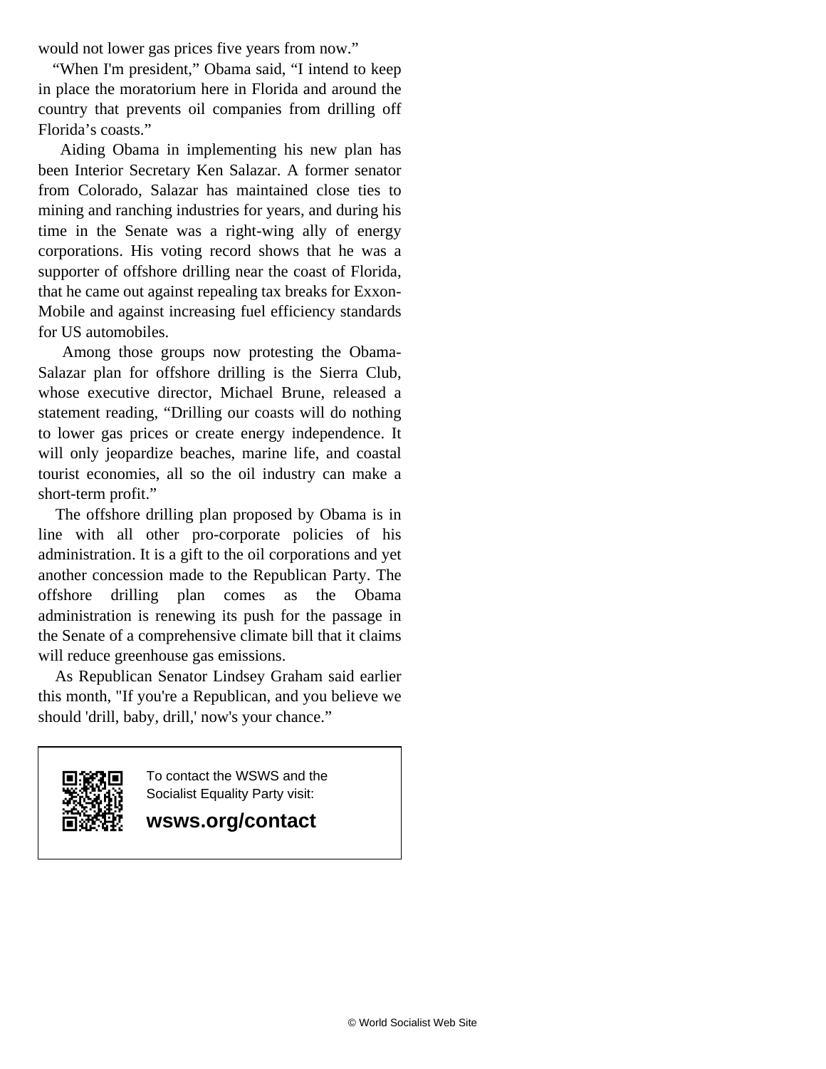would not lower gas prices five years from now."

"When I'm president," Obama said, "I intend to keep in place the moratorium here in Florida and around the country that prevents oil companies from drilling off Florida's coasts."

Aiding Obama in implementing his new plan has been Interior Secretary Ken Salazar. A former senator from Colorado, Salazar has maintained close ties to mining and ranching industries for years, and during his time in the Senate was a right-wing ally of energy corporations. His voting record shows that he was a supporter of offshore drilling near the coast of Florida, that he came out against repealing tax breaks for Exxon-Mobile and against increasing fuel efficiency standards for US automobiles.

Among those groups now protesting the Obama-Salazar plan for offshore drilling is the Sierra Club, whose executive director, Michael Brune, released a statement reading, "Drilling our coasts will do nothing to lower gas prices or create energy independence. It will only jeopardize beaches, marine life, and coastal tourist economies, all so the oil industry can make a short-term profit."

The offshore drilling plan proposed by Obama is in line with all other pro-corporate policies of his administration. It is a gift to the oil corporations and yet another concession made to the Republican Party. The offshore drilling plan comes as the Obama administration is renewing its push for the passage in the Senate of a comprehensive climate bill that it claims will reduce greenhouse gas emissions.

As Republican Senator Lindsey Graham said earlier this month, "If you're a Republican, and you believe we should 'drill, baby, drill,' now's your chance."

To contact the WSWS and the Socialist Equality Party visit:

**wsws.org/contact**